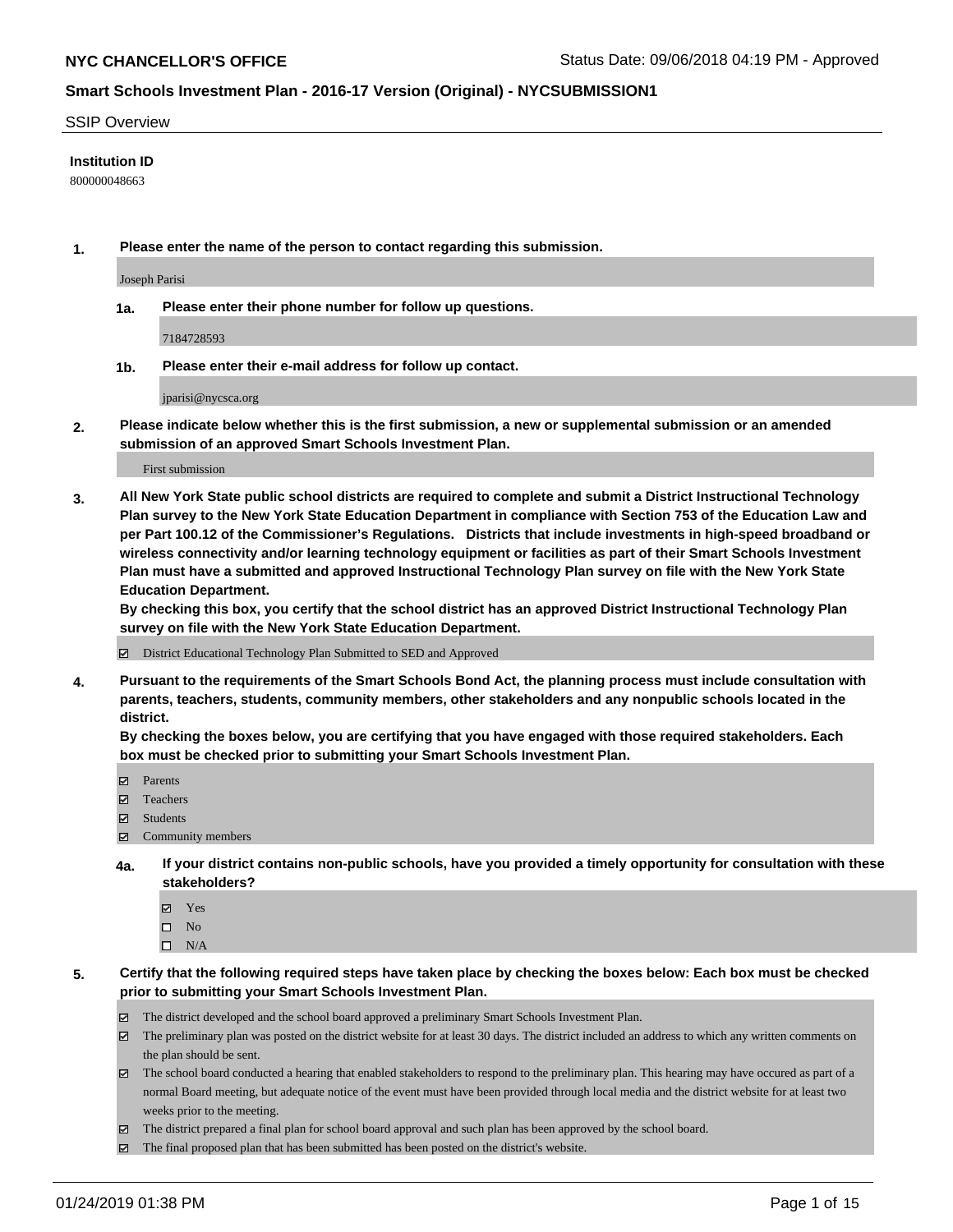## SSIP Overview

**Institution ID**

800000048663

**1. Please enter the name of the person to contact regarding this submission.**

Joseph Parisi

**1a. Please enter their phone number for follow up questions.**

7184728593

**1b. Please enter their e-mail address for follow up contact.**

jparisi@nycsca.org

**2. Please indicate below whether this is the first submission, a new or supplemental submission or an amended submission of an approved Smart Schools Investment Plan.**

First submission

**3. All New York State public school districts are required to complete and submit a District Instructional Technology Plan survey to the New York State Education Department in compliance with Section 753 of the Education Law and per Part 100.12 of the Commissioner's Regulations. Districts that include investments in high-speed broadband or wireless connectivity and/or learning technology equipment or facilities as part of their Smart Schools Investment Plan must have a submitted and approved Instructional Technology Plan survey on file with the New York State Education Department.**
**By checking this box, you certify that the school district has an approved District Instructional Technology Plan survey on file with the New York State Education Department.**

- [x] District Educational Technology Plan Submitted to SED and Approved

**4. Pursuant to the requirements of the Smart Schools Bond Act, the planning process must include consultation with parents, teachers, students, community members, other stakeholders and any nonpublic schools located in the district.**
**By checking the boxes below, you are certifying that you have engaged with those required stakeholders. Each box must be checked prior to submitting your Smart Schools Investment Plan.**

- [x] Parents
- [x] Teachers
- [x] Students
- [x] Community members

**4a. If your district contains non-public schools, have you provided a timely opportunity for consultation with these stakeholders?**

- [x] Yes
- [ ] No
- [ ] N/A

**5. Certify that the following required steps have taken place by checking the boxes below: Each box must be checked prior to submitting your Smart Schools Investment Plan.**

- [x] The district developed and the school board approved a preliminary Smart Schools Investment Plan.
- [x] The preliminary plan was posted on the district website for at least 30 days. The district included an address to which any written comments on the plan should be sent.
- [x] The school board conducted a hearing that enabled stakeholders to respond to the preliminary plan. This hearing may have occured as part of a normal Board meeting, but adequate notice of the event must have been provided through local media and the district website for at least two weeks prior to the meeting.
- [x] The district prepared a final plan for school board approval and such plan has been approved by the school board.
- [x] The final proposed plan that has been submitted has been posted on the district's website.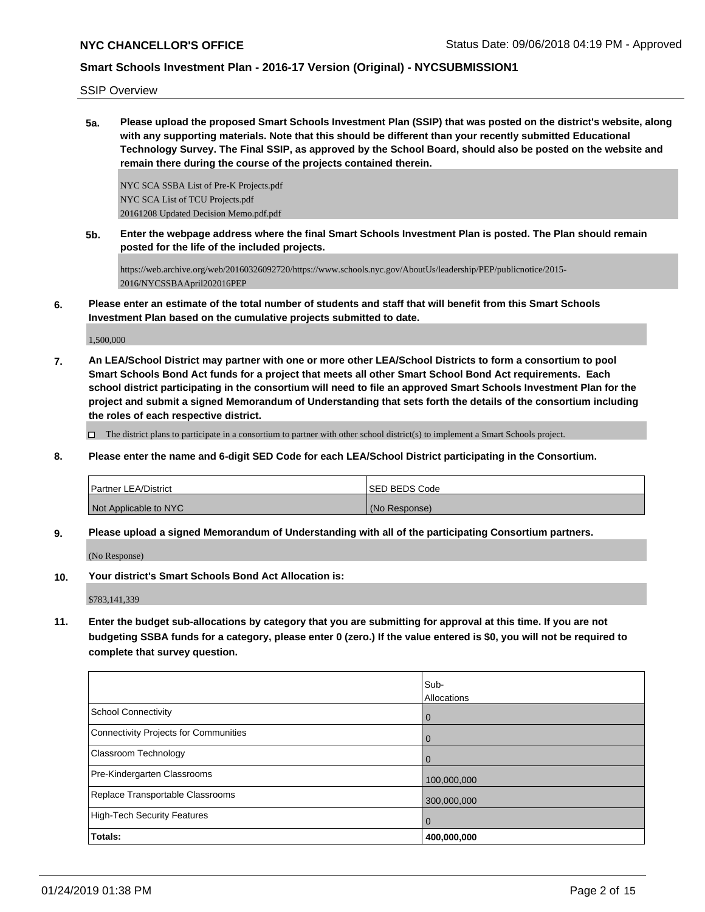SSIP Overview

**5a. Please upload the proposed Smart Schools Investment Plan (SSIP) that was posted on the district's website, along with any supporting materials. Note that this should be different than your recently submitted Educational Technology Survey. The Final SSIP, as approved by the School Board, should also be posted on the website and remain there during the course of the projects contained therein.**

NYC SCA SSBA List of Pre-K Projects.pdf
NYC SCA List of TCU Projects.pdf
20161208 Updated Decision Memo.pdf.pdf

**5b. Enter the webpage address where the final Smart Schools Investment Plan is posted. The Plan should remain posted for the life of the included projects.**

https://web.archive.org/web/20160326092720/https://www.schools.nyc.gov/AboutUs/leadership/PEP/publicnotice/2015-2016/NYCSSBAApril202016PEP

**6. Please enter an estimate of the total number of students and staff that will benefit from this Smart Schools Investment Plan based on the cumulative projects submitted to date.**

1,500,000

**7. An LEA/School District may partner with one or more other LEA/School Districts to form a consortium to pool Smart Schools Bond Act funds for a project that meets all other Smart School Bond Act requirements. Each school district participating in the consortium will need to file an approved Smart Schools Investment Plan for the project and submit a signed Memorandum of Understanding that sets forth the details of the consortium including the roles of each respective district.**

☐ The district plans to participate in a consortium to partner with other school district(s) to implement a Smart Schools project.

**8. Please enter the name and 6-digit SED Code for each LEA/School District participating in the Consortium.**

| Partner LEA/District | SED BEDS Code |
|---|---|
| Not Applicable to NYC | (No Response) |

**9. Please upload a signed Memorandum of Understanding with all of the participating Consortium partners.**

(No Response)

**10. Your district's Smart Schools Bond Act Allocation is:**

$783,141,339

**11. Enter the budget sub-allocations by category that you are submitting for approval at this time. If you are not budgeting SSBA funds for a category, please enter 0 (zero.) If the value entered is $0, you will not be required to complete that survey question.**

| | Sub-Allocations |
|---|---|
| School Connectivity | 0 |
| Connectivity Projects for Communities | 0 |
| Classroom Technology | 0 |
| Pre-Kindergarten Classrooms | 100,000,000 |
| Replace Transportable Classrooms | 300,000,000 |
| High-Tech Security Features | 0 |
| **Totals:** | **400,000,000** |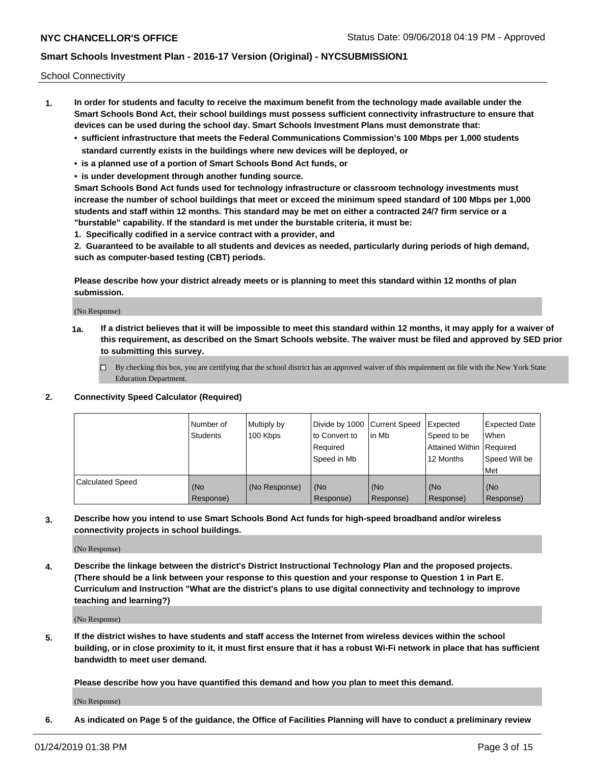School Connectivity

1. **In order for students and faculty to receive the maximum benefit from the technology made available under the Smart Schools Bond Act, their school buildings must possess sufficient connectivity infrastructure to ensure that devices can be used during the school day. Smart Schools Investment Plans must demonstrate that:**
   - **sufficient infrastructure that meets the Federal Communications Commission's 100 Mbps per 1,000 students standard currently exists in the buildings where new devices will be deployed, or**
   - **is a planned use of a portion of Smart Schools Bond Act funds, or**
   - **is under development through another funding source.**

   **Smart Schools Bond Act funds used for technology infrastructure or classroom technology investments must increase the number of school buildings that meet or exceed the minimum speed standard of 100 Mbps per 1,000 students and staff within 12 months. This standard may be met on either a contracted 24/7 firm service or a "burstable" capability. If the standard is met under the burstable criteria, it must be:**

   **1. Specifically codified in a service contract with a provider, and**

   **2. Guaranteed to be available to all students and devices as needed, particularly during periods of high demand, such as computer-based testing (CBT) periods.**

   **Please describe how your district already meets or is planning to meet this standard within 12 months of plan submission.**

   (No Response)

   **1a. If a district believes that it will be impossible to meet this standard within 12 months, it may apply for a waiver of this requirement, as described on the Smart Schools website. The waiver must be filed and approved by SED prior to submitting this survey.**

   ☐ By checking this box, you are certifying that the school district has an approved waiver of this requirement on file with the New York State Education Department.

2. **Connectivity Speed Calculator (Required)**

| | Number of Students | Multiply by 100 Kbps | Divide by 1000 to Convert to Required Speed in Mb | Current Speed in Mb | Expected Speed to be Attained Within 12 Months | Expected Date When Required Speed Will be Met |
|---|---|---|---|---|---|---|
| Calculated Speed | (No Response) | (No Response) | (No Response) | (No Response) | (No Response) | (No Response) |

3. **Describe how you intend to use Smart Schools Bond Act funds for high-speed broadband and/or wireless connectivity projects in school buildings.**

   (No Response)

4. **Describe the linkage between the district's District Instructional Technology Plan and the proposed projects. (There should be a link between your response to this question and your response to Question 1 in Part E. Curriculum and Instruction "What are the district's plans to use digital connectivity and technology to improve teaching and learning?)**

   (No Response)

5. **If the district wishes to have students and staff access the Internet from wireless devices within the school building, or in close proximity to it, it must first ensure that it has a robust Wi-Fi network in place that has sufficient bandwidth to meet user demand.**

   **Please describe how you have quantified this demand and how you plan to meet this demand.**

   (No Response)

6. **As indicated on Page 5 of the guidance, the Office of Facilities Planning will have to conduct a preliminary review**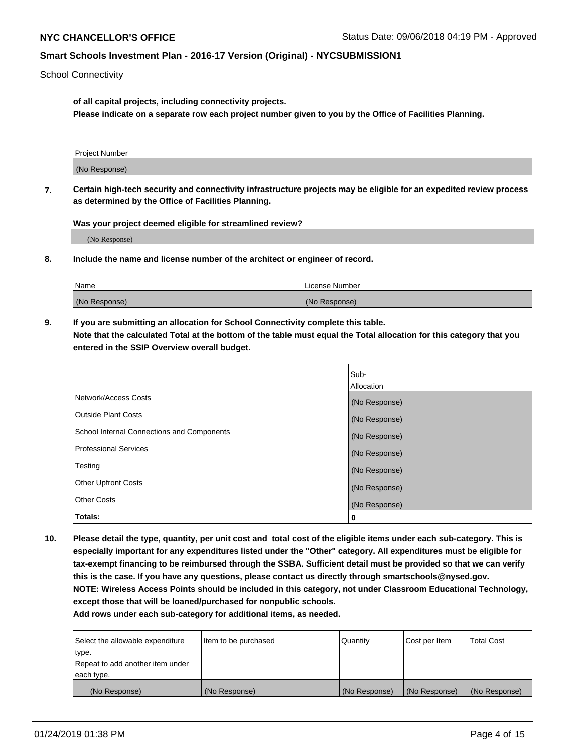School Connectivity

**of all capital projects, including connectivity projects.**
**Please indicate on a separate row each project number given to you by the Office of Facilities Planning.**

| Project Number |
| --- |
| (No Response) |

**7. Certain high-tech security and connectivity infrastructure projects may be eligible for an expedited review process as determined by the Office of Facilities Planning.**

**Was your project deemed eligible for streamlined review?**

(No Response)

**8. Include the name and license number of the architect or engineer of record.**

| Name | License Number |
| --- | --- |
| (No Response) | (No Response) |

**9. If you are submitting an allocation for School Connectivity complete this table.**
**Note that the calculated Total at the bottom of the table must equal the Total allocation for this category that you entered in the SSIP Overview overall budget.**

| | Sub-Allocation |
| --- | --- |
| Network/Access Costs | (No Response) |
| Outside Plant Costs | (No Response) |
| School Internal Connections and Components | (No Response) |
| Professional Services | (No Response) |
| Testing | (No Response) |
| Other Upfront Costs | (No Response) |
| Other Costs | (No Response) |
| **Totals:** | **0** |

**10. Please detail the type, quantity, per unit cost and total cost of the eligible items under each sub-category. This is especially important for any expenditures listed under the "Other" category. All expenditures must be eligible for tax-exempt financing to be reimbursed through the SSBA. Sufficient detail must be provided so that we can verify this is the case. If you have any questions, please contact us directly through smartschools@nysed.gov.**
**NOTE: Wireless Access Points should be included in this category, not under Classroom Educational Technology, except those that will be loaned/purchased for nonpublic schools.**
**Add rows under each sub-category for additional items, as needed.**

| Select the allowable expenditure type. Repeat to add another item under each type. | Item to be purchased | Quantity | Cost per Item | Total Cost |
| --- | --- | --- | --- | --- |
| (No Response) | (No Response) | (No Response) | (No Response) | (No Response) |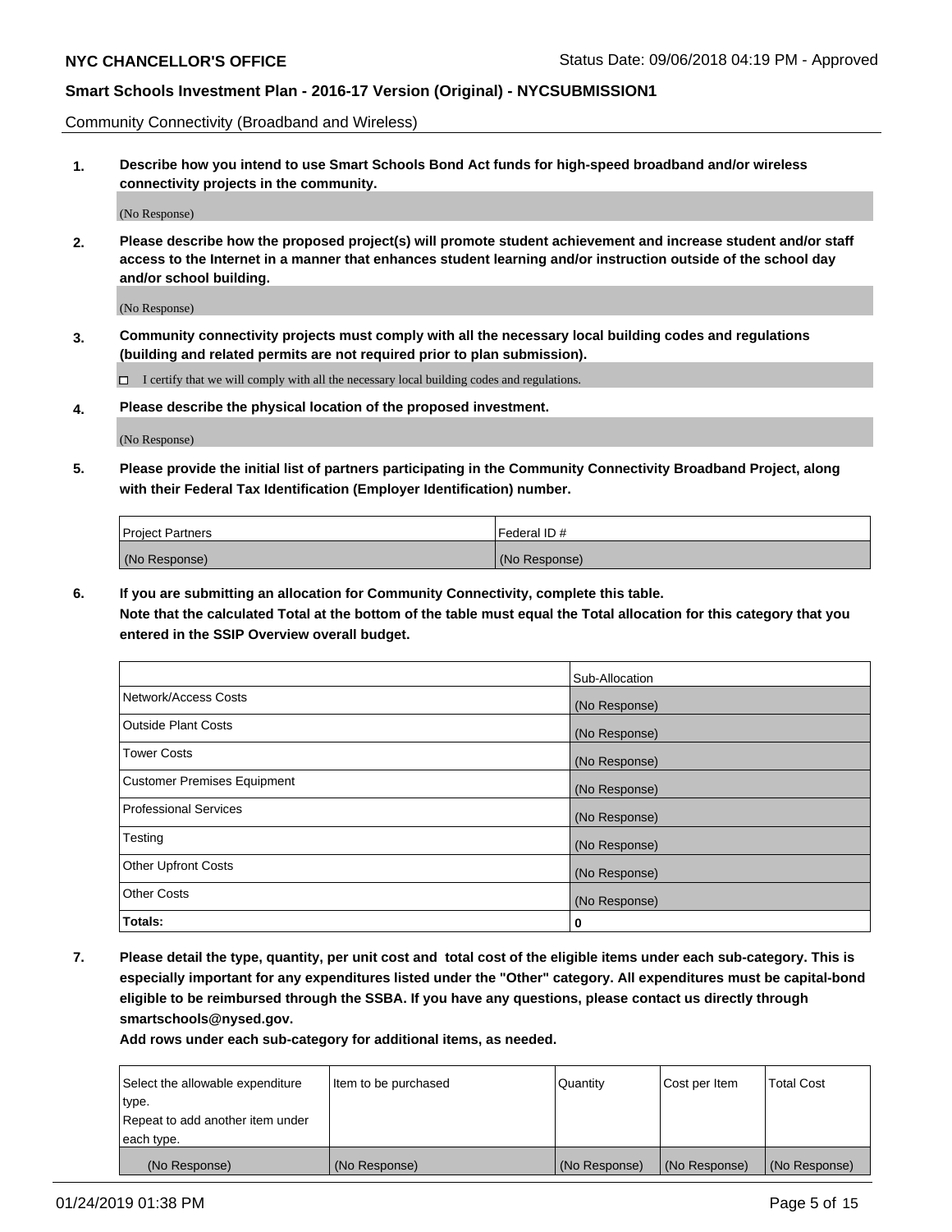Community Connectivity (Broadband and Wireless)

**1. Describe how you intend to use Smart Schools Bond Act funds for high-speed broadband and/or wireless connectivity projects in the community.**

(No Response)

**2. Please describe how the proposed project(s) will promote student achievement and increase student and/or staff access to the Internet in a manner that enhances student learning and/or instruction outside of the school day and/or school building.**

(No Response)

**3. Community connectivity projects must comply with all the necessary local building codes and regulations (building and related permits are not required prior to plan submission).**

☐ I certify that we will comply with all the necessary local building codes and regulations.

**4. Please describe the physical location of the proposed investment.**

(No Response)

**5. Please provide the initial list of partners participating in the Community Connectivity Broadband Project, along with their Federal Tax Identification (Employer Identification) number.**

| Project Partners | Federal ID # |
| --- | --- |
| (No Response) | (No Response) |

**6. If you are submitting an allocation for Community Connectivity, complete this table.**
**Note that the calculated Total at the bottom of the table must equal the Total allocation for this category that you entered in the SSIP Overview overall budget.**

| | Sub-Allocation |
| --- | --- |
| Network/Access Costs | (No Response) |
| Outside Plant Costs | (No Response) |
| Tower Costs | (No Response) |
| Customer Premises Equipment | (No Response) |
| Professional Services | (No Response) |
| Testing | (No Response) |
| Other Upfront Costs | (No Response) |
| Other Costs | (No Response) |
| **Totals:** | **0** |

**7. Please detail the type, quantity, per unit cost and total cost of the eligible items under each sub-category. This is especially important for any expenditures listed under the "Other" category. All expenditures must be capital-bond eligible to be reimbursed through the SSBA. If you have any questions, please contact us directly through smartschools@nysed.gov.**

**Add rows under each sub-category for additional items, as needed.**

| Select the allowable expenditure type. Repeat to add another item under each type. | Item to be purchased | Quantity | Cost per Item | Total Cost |
| --- | --- | --- | --- | --- |
| (No Response) | (No Response) | (No Response) | (No Response) | (No Response) |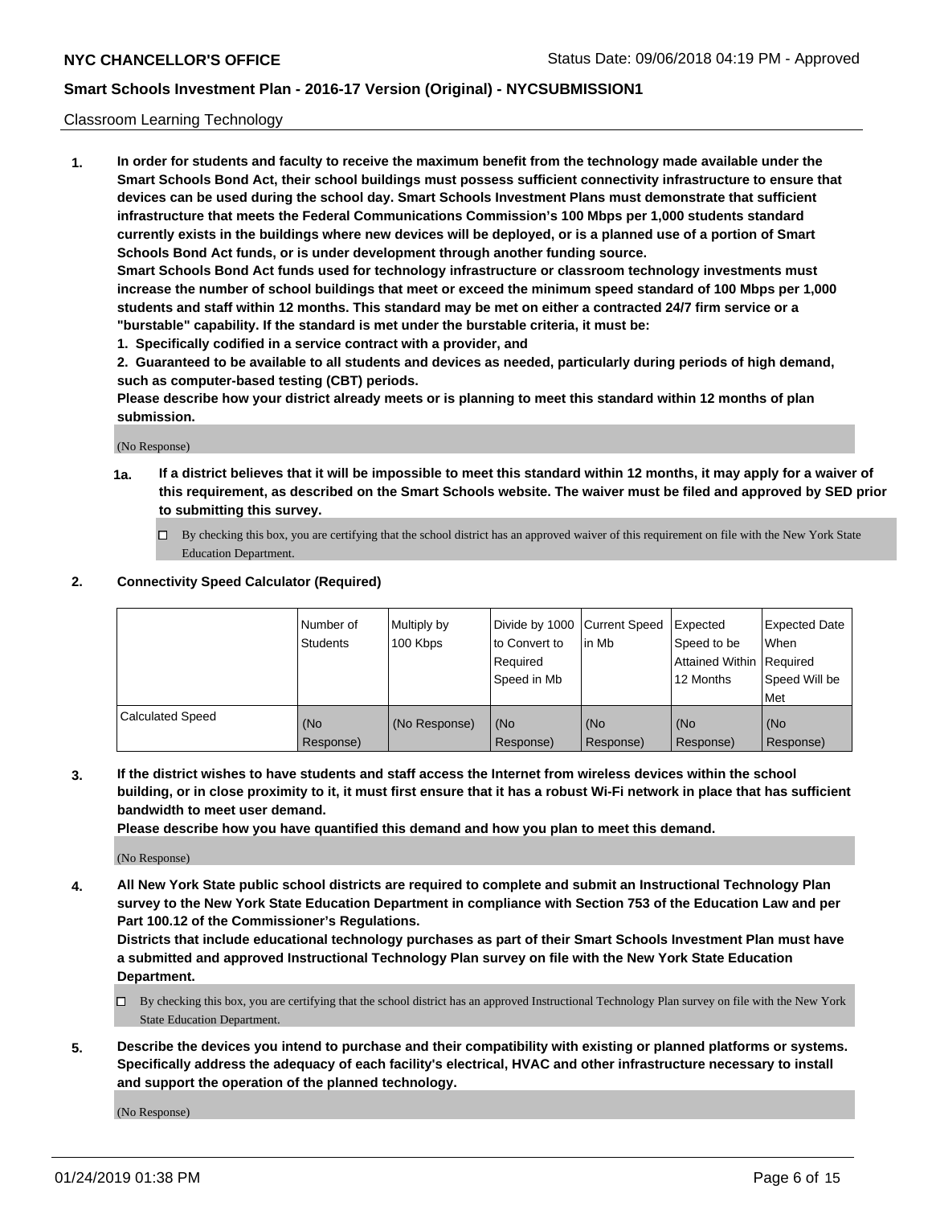Classroom Learning Technology

**1. In order for students and faculty to receive the maximum benefit from the technology made available under the Smart Schools Bond Act, their school buildings must possess sufficient connectivity infrastructure to ensure that devices can be used during the school day. Smart Schools Investment Plans must demonstrate that sufficient infrastructure that meets the Federal Communications Commission's 100 Mbps per 1,000 students standard currently exists in the buildings where new devices will be deployed, or is a planned use of a portion of Smart Schools Bond Act funds, or is under development through another funding source.**

**Smart Schools Bond Act funds used for technology infrastructure or classroom technology investments must increase the number of school buildings that meet or exceed the minimum speed standard of 100 Mbps per 1,000 students and staff within 12 months. This standard may be met on either a contracted 24/7 firm service or a "burstable" capability. If the standard is met under the burstable criteria, it must be:**

**1. Specifically codified in a service contract with a provider, and**

**2. Guaranteed to be available to all students and devices as needed, particularly during periods of high demand, such as computer-based testing (CBT) periods.**

**Please describe how your district already meets or is planning to meet this standard within 12 months of plan submission.**

(No Response)

**1a. If a district believes that it will be impossible to meet this standard within 12 months, it may apply for a waiver of this requirement, as described on the Smart Schools website. The waiver must be filed and approved by SED prior to submitting this survey.**

☐ By checking this box, you are certifying that the school district has an approved waiver of this requirement on file with the New York State Education Department.

**2. Connectivity Speed Calculator (Required)**

| | Number of Students | Multiply by 100 Kbps | Divide by 1000 to Convert to Required Speed in Mb | Current Speed in Mb | Expected Speed to be Attained Within 12 Months | Expected Date When Required Speed Will be Met |
|---|---|---|---|---|---|---|
| Calculated Speed | (No Response) | (No Response) | (No Response) | (No Response) | (No Response) | (No Response) |

**3. If the district wishes to have students and staff access the Internet from wireless devices within the school building, or in close proximity to it, it must first ensure that it has a robust Wi-Fi network in place that has sufficient bandwidth to meet user demand.**

**Please describe how you have quantified this demand and how you plan to meet this demand.**

(No Response)

**4. All New York State public school districts are required to complete and submit an Instructional Technology Plan survey to the New York State Education Department in compliance with Section 753 of the Education Law and per Part 100.12 of the Commissioner's Regulations.**

**Districts that include educational technology purchases as part of their Smart Schools Investment Plan must have a submitted and approved Instructional Technology Plan survey on file with the New York State Education Department.**

☐ By checking this box, you are certifying that the school district has an approved Instructional Technology Plan survey on file with the New York State Education Department.

**5. Describe the devices you intend to purchase and their compatibility with existing or planned platforms or systems. Specifically address the adequacy of each facility's electrical, HVAC and other infrastructure necessary to install and support the operation of the planned technology.**

(No Response)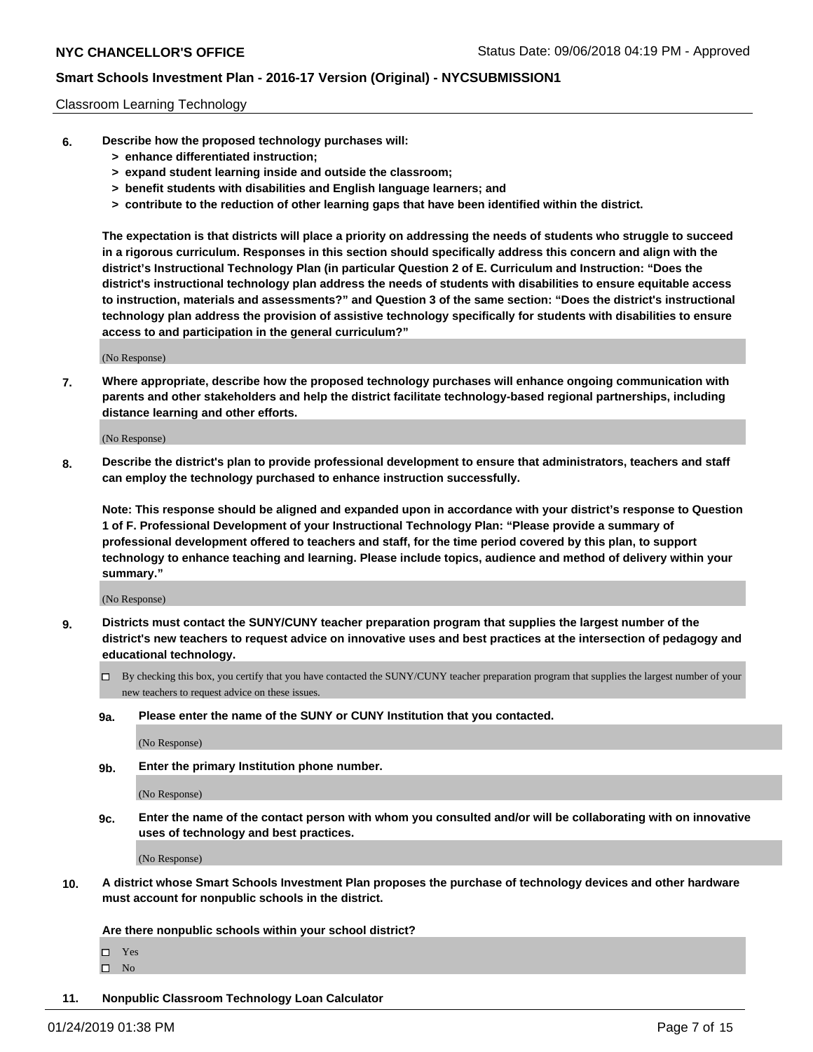Classroom Learning Technology

**6. Describe how the proposed technology purchases will:**
- **> enhance differentiated instruction;**
- **> expand student learning inside and outside the classroom;**
- **> benefit students with disabilities and English language learners; and**
- **> contribute to the reduction of other learning gaps that have been identified within the district.**

**The expectation is that districts will place a priority on addressing the needs of students who struggle to succeed in a rigorous curriculum. Responses in this section should specifically address this concern and align with the district's Instructional Technology Plan (in particular Question 2 of E. Curriculum and Instruction: "Does the district's instructional technology plan address the needs of students with disabilities to ensure equitable access to instruction, materials and assessments?" and Question 3 of the same section: "Does the district's instructional technology plan address the provision of assistive technology specifically for students with disabilities to ensure access to and participation in the general curriculum?"**

(No Response)

**7. Where appropriate, describe how the proposed technology purchases will enhance ongoing communication with parents and other stakeholders and help the district facilitate technology-based regional partnerships, including distance learning and other efforts.**

(No Response)

**8. Describe the district's plan to provide professional development to ensure that administrators, teachers and staff can employ the technology purchased to enhance instruction successfully.**

**Note: This response should be aligned and expanded upon in accordance with your district's response to Question 1 of F. Professional Development of your Instructional Technology Plan: "Please provide a summary of professional development offered to teachers and staff, for the time period covered by this plan, to support technology to enhance teaching and learning. Please include topics, audience and method of delivery within your summary."**

(No Response)

**9. Districts must contact the SUNY/CUNY teacher preparation program that supplies the largest number of the district's new teachers to request advice on innovative uses and best practices at the intersection of pedagogy and educational technology.**

☐ By checking this box, you certify that you have contacted the SUNY/CUNY teacher preparation program that supplies the largest number of your new teachers to request advice on these issues.

**9a. Please enter the name of the SUNY or CUNY Institution that you contacted.**

(No Response)

**9b. Enter the primary Institution phone number.**

(No Response)

**9c. Enter the name of the contact person with whom you consulted and/or will be collaborating with on innovative uses of technology and best practices.**

(No Response)

**10. A district whose Smart Schools Investment Plan proposes the purchase of technology devices and other hardware must account for nonpublic schools in the district.**

**Are there nonpublic schools within your school district?**

☐ Yes
☐ No

**11. Nonpublic Classroom Technology Loan Calculator**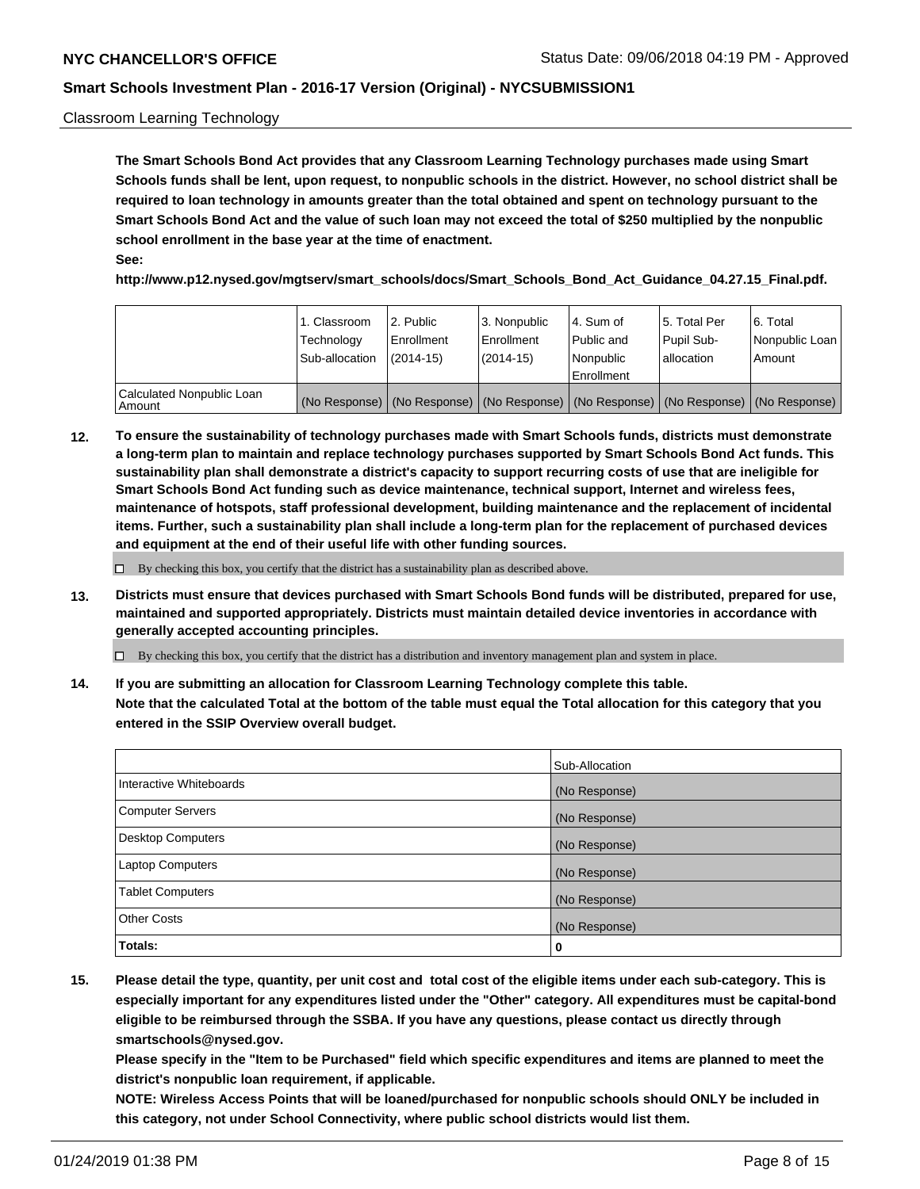Classroom Learning Technology

**The Smart Schools Bond Act provides that any Classroom Learning Technology purchases made using Smart Schools funds shall be lent, upon request, to nonpublic schools in the district. However, no school district shall be required to loan technology in amounts greater than the total obtained and spent on technology pursuant to the Smart Schools Bond Act and the value of such loan may not exceed the total of $250 multiplied by the nonpublic school enrollment in the base year at the time of enactment.**
**See:**
**http://www.p12.nysed.gov/mgtserv/smart_schools/docs/Smart_Schools_Bond_Act_Guidance_04.27.15_Final.pdf.**

| | 1. Classroom Technology Sub-allocation | 2. Public Enrollment (2014-15) | 3. Nonpublic Enrollment (2014-15) | 4. Sum of Public and Nonpublic Enrollment | 5. Total Per Pupil Sub-allocation | 6. Total Nonpublic Loan Amount |
|---|---|---|---|---|---|---|
| Calculated Nonpublic Loan Amount | (No Response) | (No Response) | (No Response) | (No Response) | (No Response) | (No Response) |

**12. To ensure the sustainability of technology purchases made with Smart Schools funds, districts must demonstrate a long-term plan to maintain and replace technology purchases supported by Smart Schools Bond Act funds. This sustainability plan shall demonstrate a district's capacity to support recurring costs of use that are ineligible for Smart Schools Bond Act funding such as device maintenance, technical support, Internet and wireless fees, maintenance of hotspots, staff professional development, building maintenance and the replacement of incidental items. Further, such a sustainability plan shall include a long-term plan for the replacement of purchased devices and equipment at the end of their useful life with other funding sources.**

☐ By checking this box, you certify that the district has a sustainability plan as described above.

**13. Districts must ensure that devices purchased with Smart Schools Bond funds will be distributed, prepared for use, maintained and supported appropriately. Districts must maintain detailed device inventories in accordance with generally accepted accounting principles.**

☐ By checking this box, you certify that the district has a distribution and inventory management plan and system in place.

**14. If you are submitting an allocation for Classroom Learning Technology complete this table.**
**Note that the calculated Total at the bottom of the table must equal the Total allocation for this category that you entered in the SSIP Overview overall budget.**

| | Sub-Allocation |
|---|---|
| Interactive Whiteboards | (No Response) |
| Computer Servers | (No Response) |
| Desktop Computers | (No Response) |
| Laptop Computers | (No Response) |
| Tablet Computers | (No Response) |
| Other Costs | (No Response) |
| **Totals:** | **0** |

**15. Please detail the type, quantity, per unit cost and total cost of the eligible items under each sub-category. This is especially important for any expenditures listed under the "Other" category. All expenditures must be capital-bond eligible to be reimbursed through the SSBA. If you have any questions, please contact us directly through smartschools@nysed.gov.**
**Please specify in the "Item to be Purchased" field which specific expenditures and items are planned to meet the district's nonpublic loan requirement, if applicable.**
**NOTE: Wireless Access Points that will be loaned/purchased for nonpublic schools should ONLY be included in this category, not under School Connectivity, where public school districts would list them.**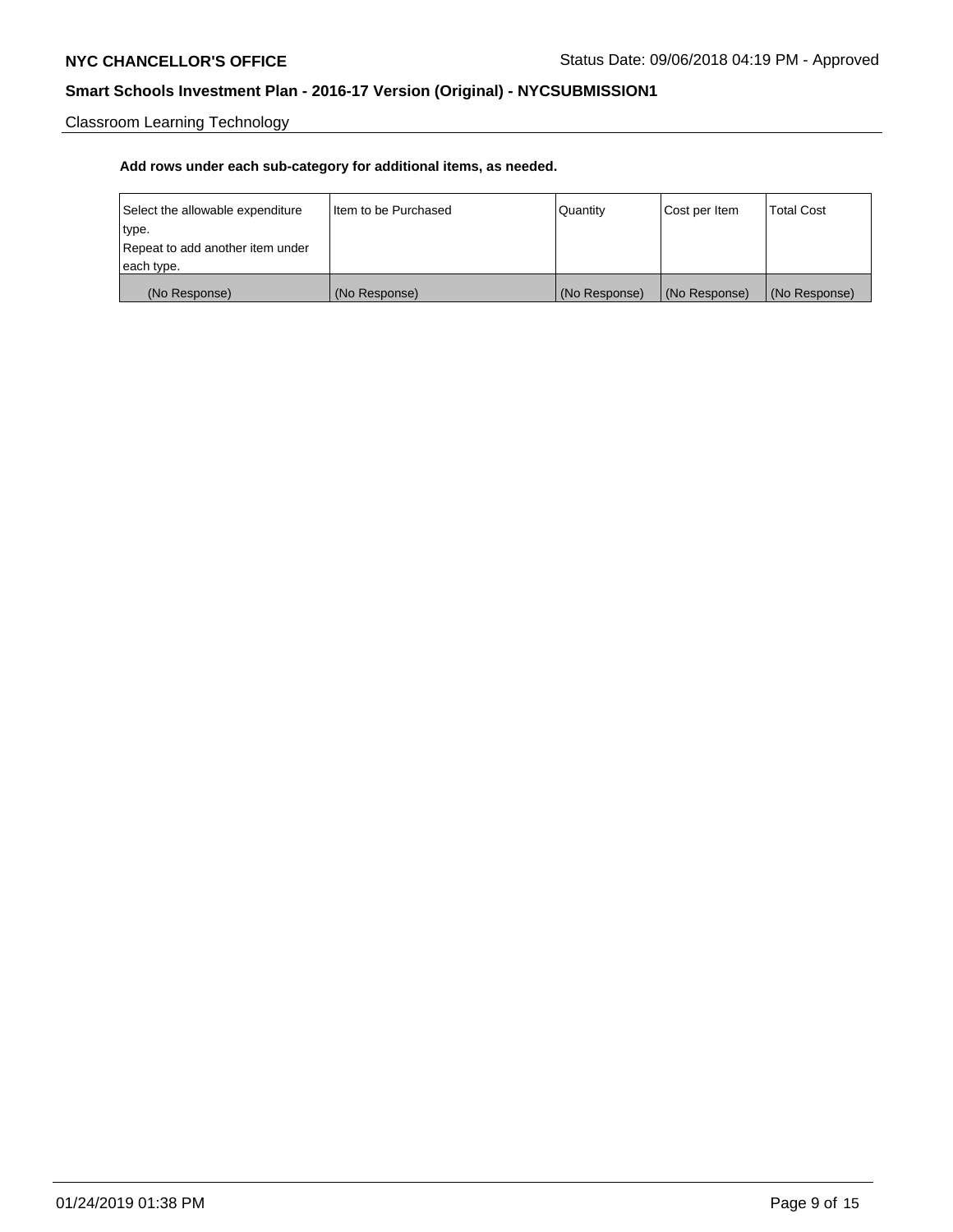Classroom Learning Technology

**Add rows under each sub-category for additional items, as needed.**

| Select the allowable expenditure type. Repeat to add another item under each type. | Item to be Purchased | Quantity | Cost per Item | Total Cost |
|---|---|---|---|---|
| (No Response) | (No Response) | (No Response) | (No Response) | (No Response) |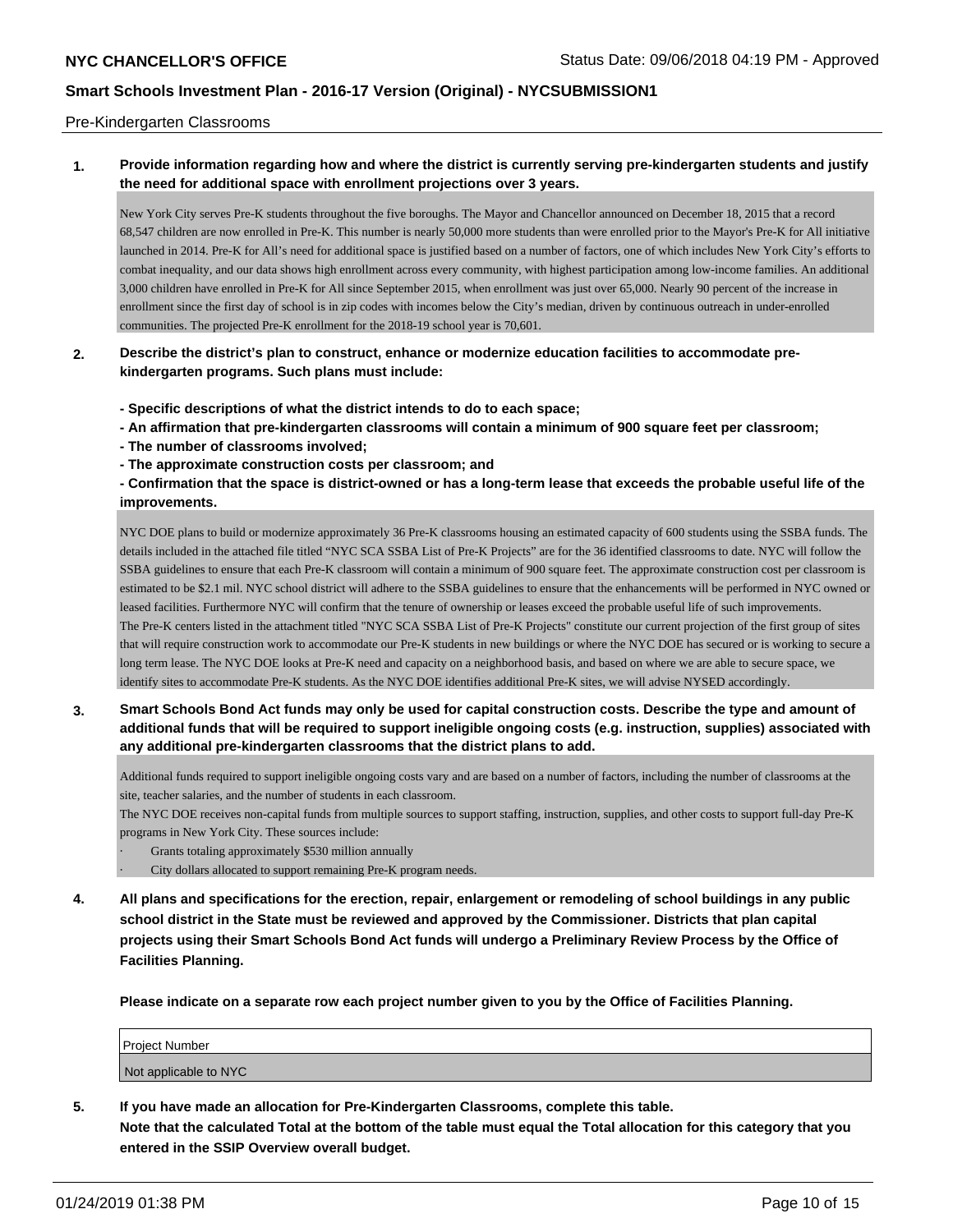Pre-Kindergarten Classrooms

**1. Provide information regarding how and where the district is currently serving pre-kindergarten students and justify the need for additional space with enrollment projections over 3 years.**

New York City serves Pre-K students throughout the five boroughs. The Mayor and Chancellor announced on December 18, 2015 that a record 68,547 children are now enrolled in Pre-K. This number is nearly 50,000 more students than were enrolled prior to the Mayor's Pre-K for All initiative launched in 2014. Pre-K for All's need for additional space is justified based on a number of factors, one of which includes New York City's efforts to combat inequality, and our data shows high enrollment across every community, with highest participation among low-income families. An additional 3,000 children have enrolled in Pre-K for All since September 2015, when enrollment was just over 65,000. Nearly 90 percent of the increase in enrollment since the first day of school is in zip codes with incomes below the City's median, driven by continuous outreach in under-enrolled communities. The projected Pre-K enrollment for the 2018-19 school year is 70,601.

**2. Describe the district's plan to construct, enhance or modernize education facilities to accommodate pre-kindergarten programs. Such plans must include:**

**- Specific descriptions of what the district intends to do to each space;**
**- An affirmation that pre-kindergarten classrooms will contain a minimum of 900 square feet per classroom;**
**- The number of classrooms involved;**
**- The approximate construction costs per classroom; and**
**- Confirmation that the space is district-owned or has a long-term lease that exceeds the probable useful life of the improvements.**

NYC DOE plans to build or modernize approximately 36 Pre-K classrooms housing an estimated capacity of 600 students using the SSBA funds. The details included in the attached file titled "NYC SCA SSBA List of Pre-K Projects" are for the 36 identified classrooms to date. NYC will follow the SSBA guidelines to ensure that each Pre-K classroom will contain a minimum of 900 square feet. The approximate construction cost per classroom is estimated to be $2.1 mil. NYC school district will adhere to the SSBA guidelines to ensure that the enhancements will be performed in NYC owned or leased facilities. Furthermore NYC will confirm that the tenure of ownership or leases exceed the probable useful life of such improvements.
The Pre-K centers listed in the attachment titled "NYC SCA SSBA List of Pre-K Projects" constitute our current projection of the first group of sites that will require construction work to accommodate our Pre-K students in new buildings or where the NYC DOE has secured or is working to secure a long term lease. The NYC DOE looks at Pre-K need and capacity on a neighborhood basis, and based on where we are able to secure space, we identify sites to accommodate Pre-K students. As the NYC DOE identifies additional Pre-K sites, we will advise NYSED accordingly.

**3. Smart Schools Bond Act funds may only be used for capital construction costs. Describe the type and amount of additional funds that will be required to support ineligible ongoing costs (e.g. instruction, supplies) associated with any additional pre-kindergarten classrooms that the district plans to add.**

Additional funds required to support ineligible ongoing costs vary and are based on a number of factors, including the number of classrooms at the site, teacher salaries, and the number of students in each classroom.
The NYC DOE receives non-capital funds from multiple sources to support staffing, instruction, supplies, and other costs to support full-day Pre-K programs in New York City. These sources include:

- Grants totaling approximately $530 million annually
- City dollars allocated to support remaining Pre-K program needs.

**4. All plans and specifications for the erection, repair, enlargement or remodeling of school buildings in any public school district in the State must be reviewed and approved by the Commissioner. Districts that plan capital projects using their Smart Schools Bond Act funds will undergo a Preliminary Review Process by the Office of Facilities Planning.**

**Please indicate on a separate row each project number given to you by the Office of Facilities Planning.**

| Project Number |
| --- |
| Not applicable to NYC |

**5. If you have made an allocation for Pre-Kindergarten Classrooms, complete this table. Note that the calculated Total at the bottom of the table must equal the Total allocation for this category that you entered in the SSIP Overview overall budget.**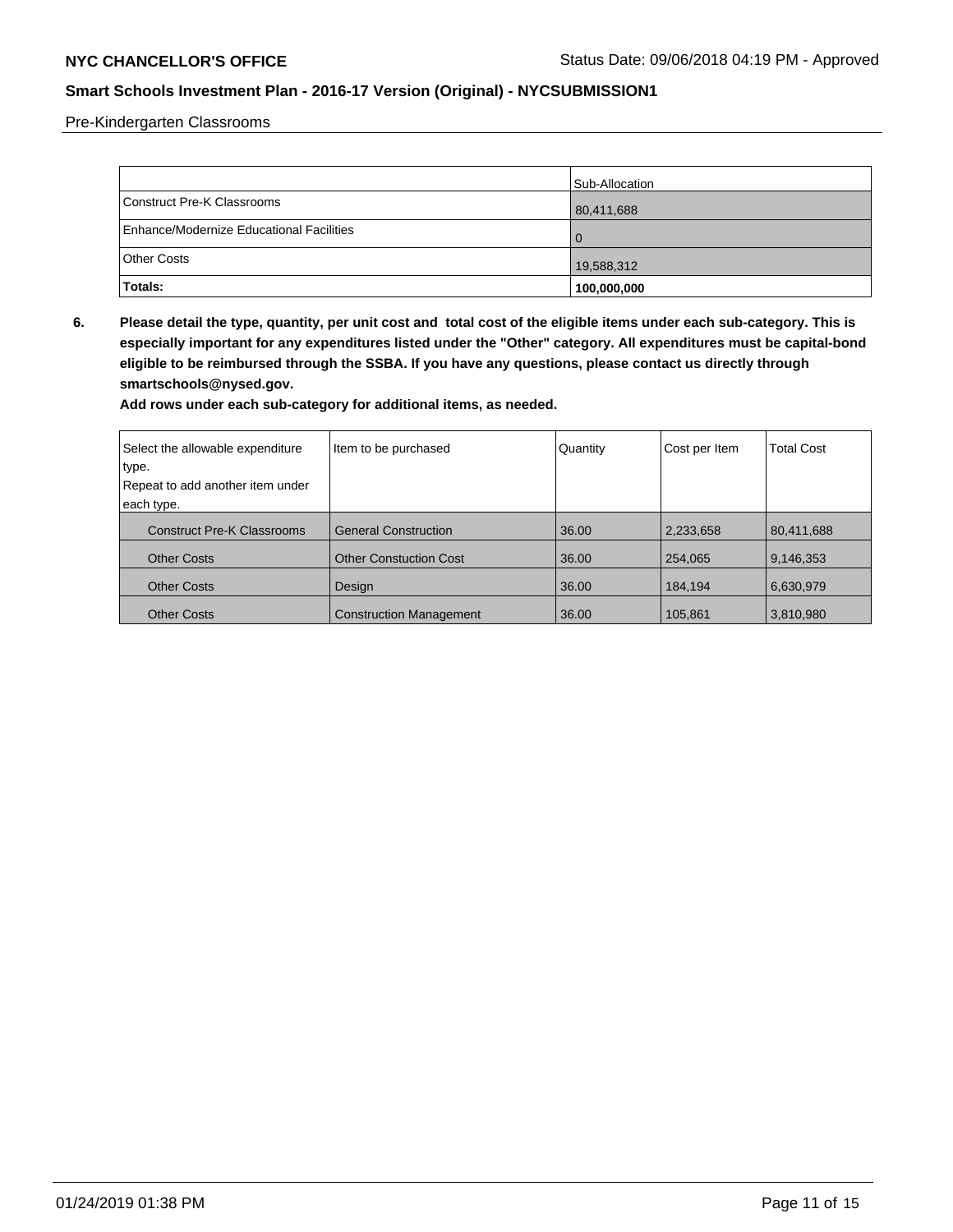Pre-Kindergarten Classrooms

| | Sub-Allocation |
|---|---|
| Construct Pre-K Classrooms | 80,411,688 |
| Enhance/Modernize Educational Facilities | 0 |
| Other Costs | 19,588,312 |
| **Totals:** | **100,000,000** |

**6. Please detail the type, quantity, per unit cost and total cost of the eligible items under each sub-category. This is especially important for any expenditures listed under the "Other" category. All expenditures must be capital-bond eligible to be reimbursed through the SSBA. If you have any questions, please contact us directly through smartschools@nysed.gov.**

**Add rows under each sub-category for additional items, as needed.**

| Select the allowable expenditure type. Repeat to add another item under each type. | Item to be purchased | Quantity | Cost per Item | Total Cost |
|---|---|---|---|---|
| Construct Pre-K Classrooms | General Construction | 36.00 | 2,233,658 | 80,411,688 |
| Other Costs | Other Constuction Cost | 36.00 | 254,065 | 9,146,353 |
| Other Costs | Design | 36.00 | 184,194 | 6,630,979 |
| Other Costs | Construction Management | 36.00 | 105,861 | 3,810,980 |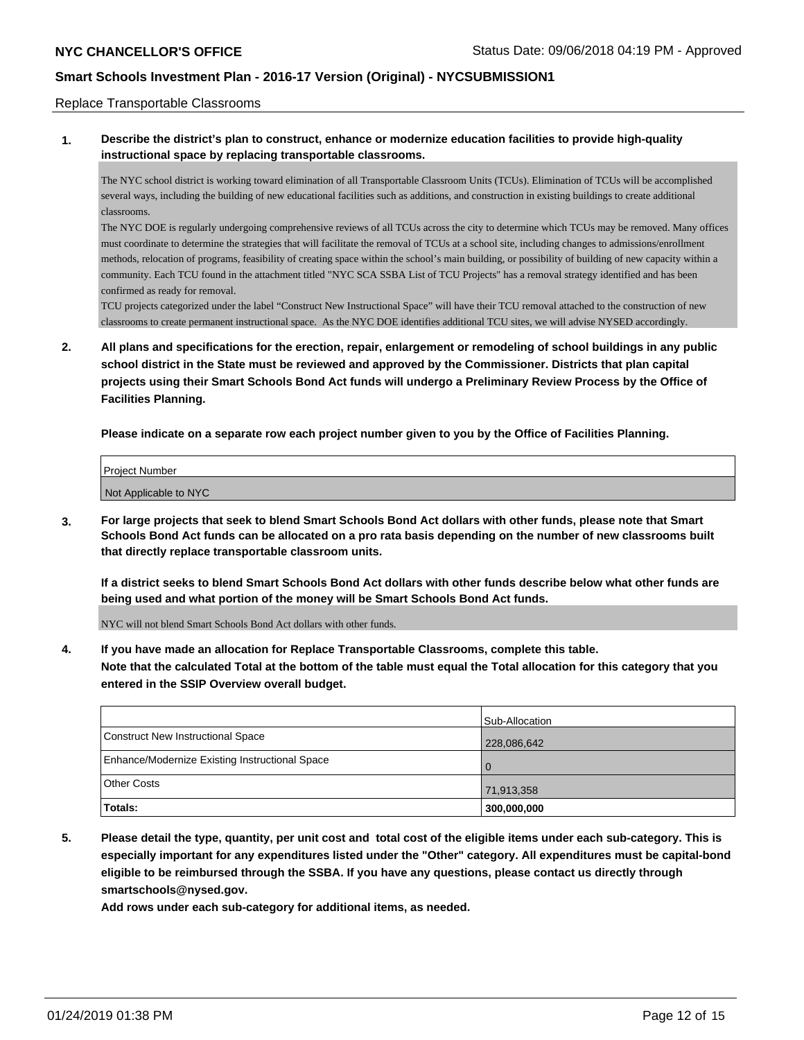Replace Transportable Classrooms

**1. Describe the district's plan to construct, enhance or modernize education facilities to provide high-quality instructional space by replacing transportable classrooms.**

The NYC school district is working toward elimination of all Transportable Classroom Units (TCUs). Elimination of TCUs will be accomplished several ways, including the building of new educational facilities such as additions, and construction in existing buildings to create additional classrooms.

The NYC DOE is regularly undergoing comprehensive reviews of all TCUs across the city to determine which TCUs may be removed. Many offices must coordinate to determine the strategies that will facilitate the removal of TCUs at a school site, including changes to admissions/enrollment methods, relocation of programs, feasibility of creating space within the school's main building, or possibility of building of new capacity within a community. Each TCU found in the attachment titled "NYC SCA SSBA List of TCU Projects" has a removal strategy identified and has been confirmed as ready for removal.

TCU projects categorized under the label "Construct New Instructional Space" will have their TCU removal attached to the construction of new classrooms to create permanent instructional space. As the NYC DOE identifies additional TCU sites, we will advise NYSED accordingly.

**2. All plans and specifications for the erection, repair, enlargement or remodeling of school buildings in any public school district in the State must be reviewed and approved by the Commissioner. Districts that plan capital projects using their Smart Schools Bond Act funds will undergo a Preliminary Review Process by the Office of Facilities Planning.**

**Please indicate on a separate row each project number given to you by the Office of Facilities Planning.**

| Project Number |
| --- |
| Not Applicable to NYC |

**3. For large projects that seek to blend Smart Schools Bond Act dollars with other funds, please note that Smart Schools Bond Act funds can be allocated on a pro rata basis depending on the number of new classrooms built that directly replace transportable classroom units.**

**If a district seeks to blend Smart Schools Bond Act dollars with other funds describe below what other funds are being used and what portion of the money will be Smart Schools Bond Act funds.**

NYC will not blend Smart Schools Bond Act dollars with other funds.

**4. If you have made an allocation for Replace Transportable Classrooms, complete this table. Note that the calculated Total at the bottom of the table must equal the Total allocation for this category that you entered in the SSIP Overview overall budget.**

| | Sub-Allocation |
| --- | --- |
| Construct New Instructional Space | 228,086,642 |
| Enhance/Modernize Existing Instructional Space | 0 |
| Other Costs | 71,913,358 |
| **Totals:** | **300,000,000** |

**5. Please detail the type, quantity, per unit cost and total cost of the eligible items under each sub-category. This is especially important for any expenditures listed under the "Other" category. All expenditures must be capital-bond eligible to be reimbursed through the SSBA. If you have any questions, please contact us directly through smartschools@nysed.gov.**

**Add rows under each sub-category for additional items, as needed.**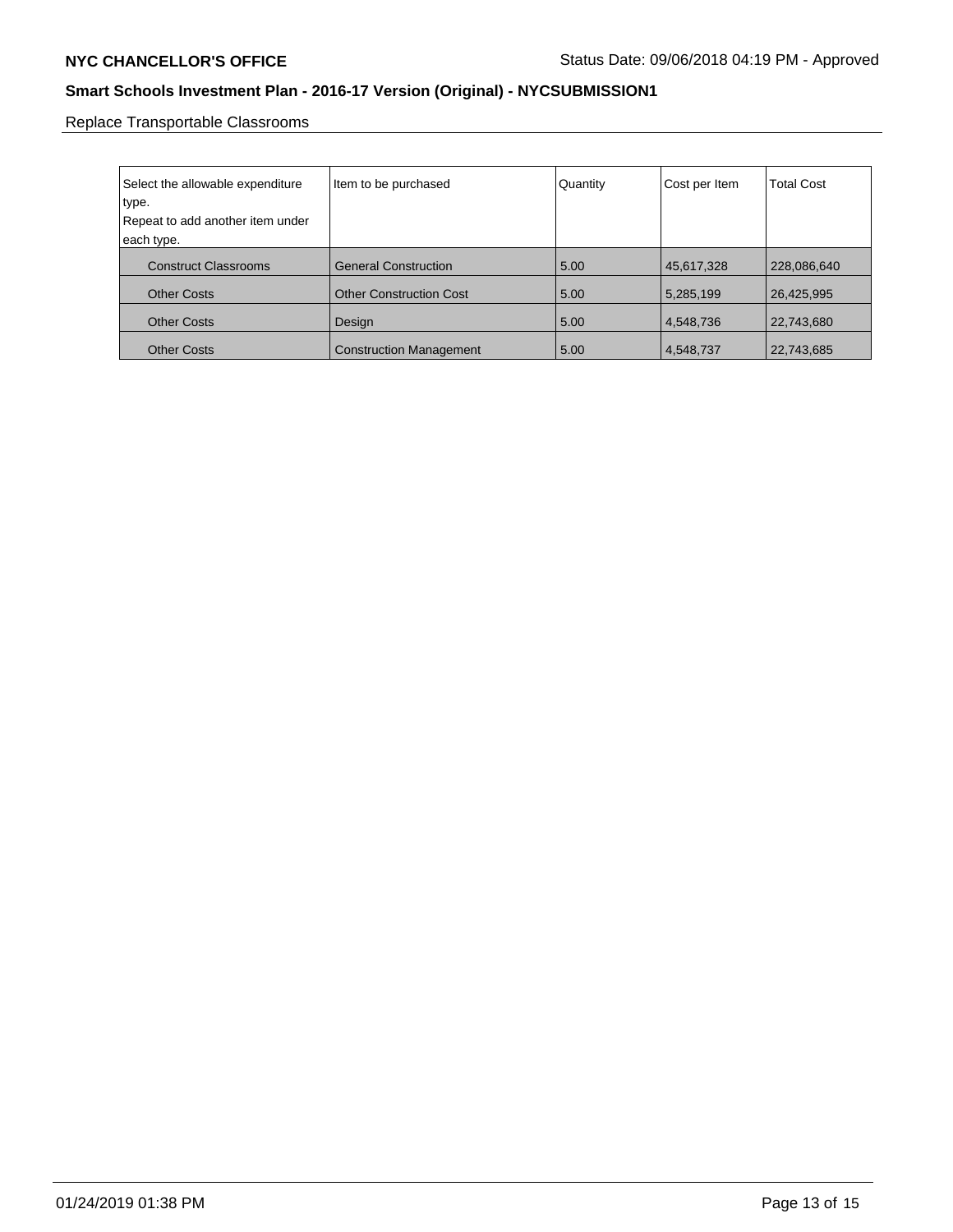Replace Transportable Classrooms

| Select the allowable expenditure type.<br>Repeat to add another item under each type. | Item to be purchased | Quantity | Cost per Item | Total Cost |
| --- | --- | --- | --- | --- |
| Construct Classrooms | General Construction | 5.00 | 45,617,328 | 228,086,640 |
| Other Costs | Other Construction Cost | 5.00 | 5,285,199 | 26,425,995 |
| Other Costs | Design | 5.00 | 4,548,736 | 22,743,680 |
| Other Costs | Construction Management | 5.00 | 4,548,737 | 22,743,685 |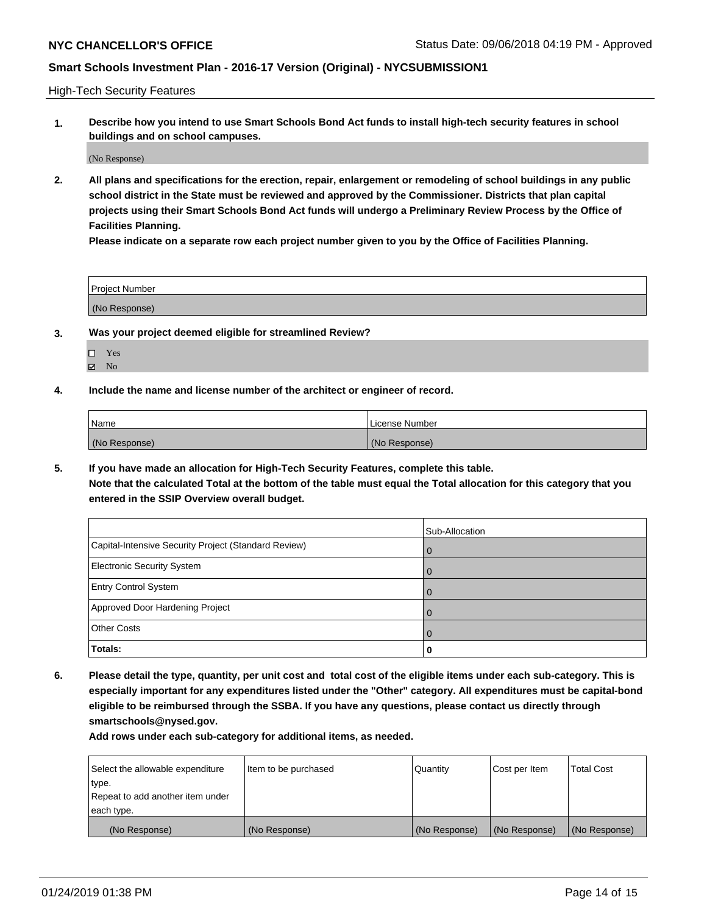High-Tech Security Features

**1. Describe how you intend to use Smart Schools Bond Act funds to install high-tech security features in school buildings and on school campuses.**

(No Response)

**2. All plans and specifications for the erection, repair, enlargement or remodeling of school buildings in any public school district in the State must be reviewed and approved by the Commissioner. Districts that plan capital projects using their Smart Schools Bond Act funds will undergo a Preliminary Review Process by the Office of Facilities Planning.**

**Please indicate on a separate row each project number given to you by the Office of Facilities Planning.**

| Project Number |
| --- |
| (No Response) |

**3. Was your project deemed eligible for streamlined Review?**

- ☐ Yes
- ☑ No

**4. Include the name and license number of the architect or engineer of record.**

| Name | License Number |
| --- | --- |
| (No Response) | (No Response) |

**5. If you have made an allocation for High-Tech Security Features, complete this table.**
**Note that the calculated Total at the bottom of the table must equal the Total allocation for this category that you entered in the SSIP Overview overall budget.**

| | Sub-Allocation |
| --- | --- |
| Capital-Intensive Security Project (Standard Review) | 0 |
| Electronic Security System | 0 |
| Entry Control System | 0 |
| Approved Door Hardening Project | 0 |
| Other Costs | 0 |
| **Totals:** | **0** |

**6. Please detail the type, quantity, per unit cost and total cost of the eligible items under each sub-category. This is especially important for any expenditures listed under the "Other" category. All expenditures must be capital-bond eligible to be reimbursed through the SSBA. If you have any questions, please contact us directly through smartschools@nysed.gov.**

**Add rows under each sub-category for additional items, as needed.**

| Select the allowable expenditure type. Repeat to add another item under each type. | Item to be purchased | Quantity | Cost per Item | Total Cost |
| --- | --- | --- | --- | --- |
| (No Response) | (No Response) | (No Response) | (No Response) | (No Response) |